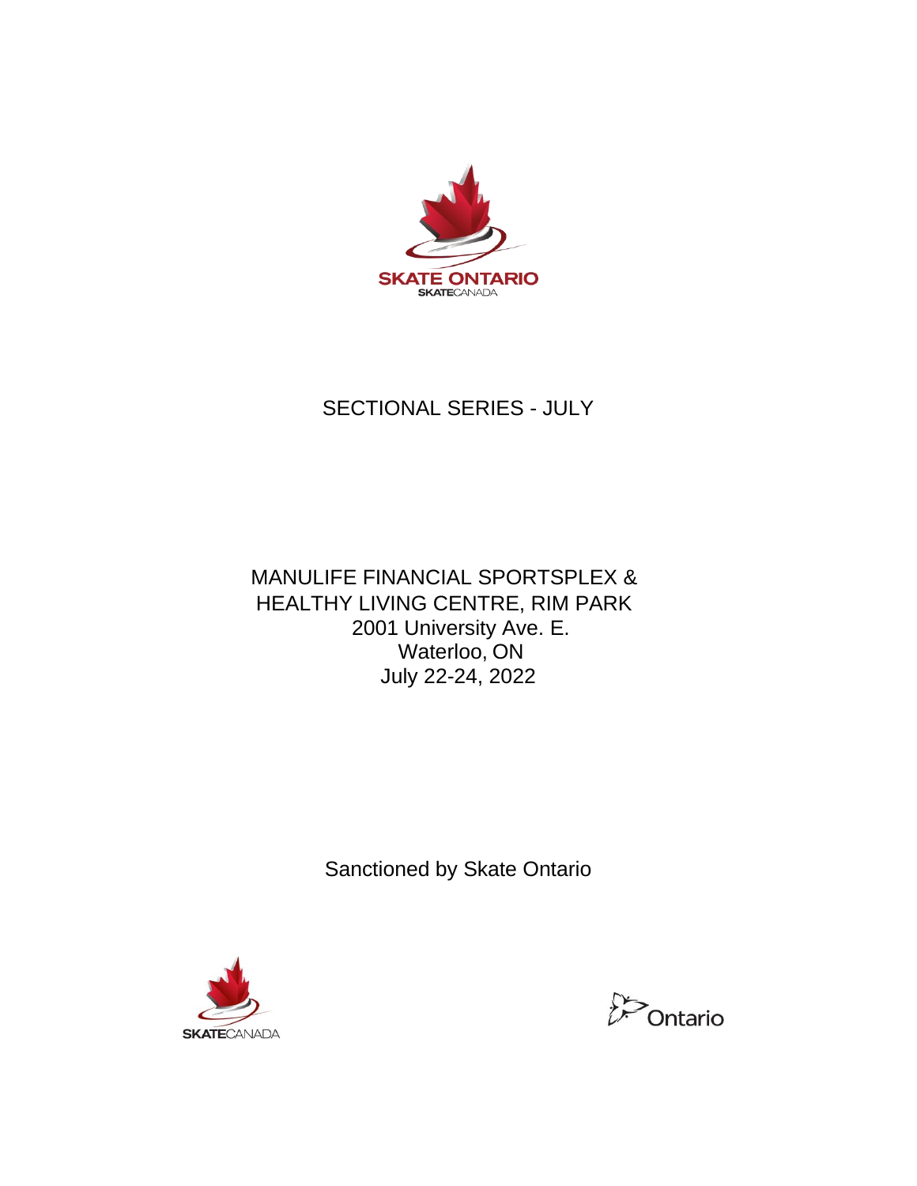SKATE ONTARIO
SKATECANADA

# SECTIONAL SERIES - JULY

MANULIFE FINANCIAL SPORTSPLEX &
HEALTHY LIVING CENTRE, RIM PARK
2001 University Ave. E.
Waterloo, ON
July 22-24, 2022

Sanctioned by Skate Ontario

SKATECANADA

Ontario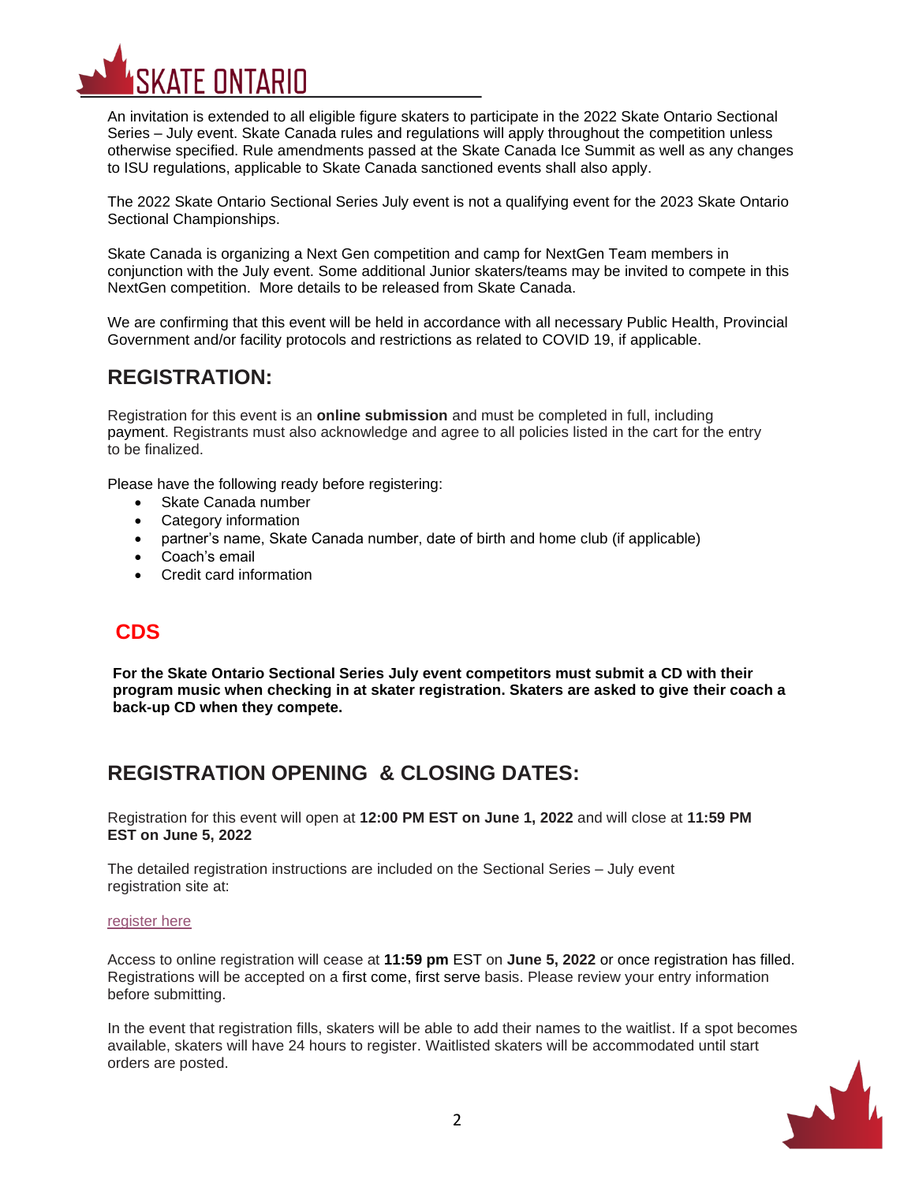An invitation is extended to all eligible figure skaters to participate in the 2022 Skate Ontario Sectional Series – July event. Skate Canada rules and regulations will apply throughout the competition unless otherwise specified. Rule amendments passed at the Skate Canada Ice Summit as well as any changes to ISU regulations, applicable to Skate Canada sanctioned events shall also apply.

The 2022 Skate Ontario Sectional Series July event is not a qualifying event for the 2023 Skate Ontario Sectional Championships.

Skate Canada is organizing a Next Gen competition and camp for NextGen Team members in conjunction with the July event. Some additional Junior skaters/teams may be invited to compete in this NextGen competition.  More details to be released from Skate Canada.

We are confirming that this event will be held in accordance with all necessary Public Health, Provincial Government and/or facility protocols and restrictions as related to COVID 19, if applicable.

## REGISTRATION:

Registration for this event is an **online submission** and must be completed in full, including payment. Registrants must also acknowledge and agree to all policies listed in the cart for the entry to be finalized.

Please have the following ready before registering:

- Skate Canada number
- Category information
- partner's name, Skate Canada number, date of birth and home club (if applicable)
- Coach's email
- Credit card information

## CDS

**For the Skate Ontario Sectional Series July event competitors must submit a CD with their program music when checking in at skater registration. Skaters are asked to give their coach a back-up CD when they compete.**

## REGISTRATION OPENING & CLOSING DATES:

Registration for this event will open at **12:00 PM EST on June 1, 2022** and will close at **11:59 PM EST on June 5, 2022**

The detailed registration instructions are included on the Sectional Series – July event registration site at:

register here

Access to online registration will cease at **11:59 pm** EST on **June 5, 2022** or once registration has filled. Registrations will be accepted on a first come, first serve basis. Please review your entry information before submitting.

In the event that registration fills, skaters will be able to add their names to the waitlist. If a spot becomes available, skaters will have 24 hours to register. Waitlisted skaters will be accommodated until start orders are posted.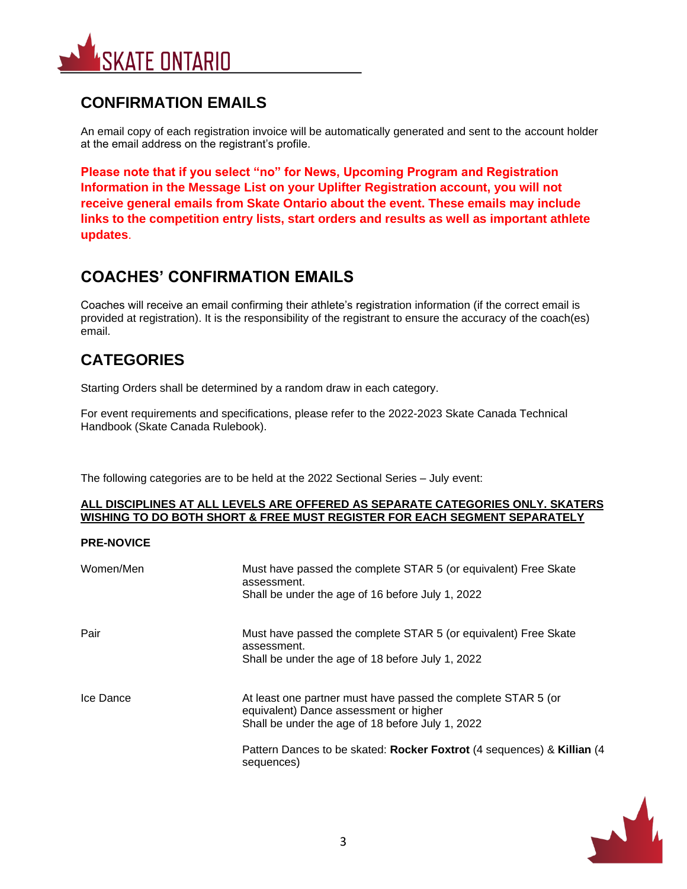## CONFIRMATION EMAILS

An email copy of each registration invoice will be automatically generated and sent to the account holder at the email address on the registrant's profile.

**Please note that if you select "no" for News, Upcoming Program and Registration Information in the Message List on your Uplifter Registration account, you will not receive general emails from Skate Ontario about the event. These emails may include links to the competition entry lists, start orders and results as well as important athlete updates**.

## COACHES' CONFIRMATION EMAILS

Coaches will receive an email confirming their athlete's registration information (if the correct email is provided at registration). It is the responsibility of the registrant to ensure the accuracy of the coach(es) email.

## CATEGORIES

Starting Orders shall be determined by a random draw in each category.

For event requirements and specifications, please refer to the 2022-2023 Skate Canada Technical Handbook (Skate Canada Rulebook).

The following categories are to be held at the 2022 Sectional Series – July event:

**ALL DISCIPLINES AT ALL LEVELS ARE OFFERED AS SEPARATE CATEGORIES ONLY. SKATERS WISHING TO DO BOTH SHORT & FREE MUST REGISTER FOR EACH SEGMENT SEPARATELY**

**PRE-NOVICE**

| | |
|---|---|
| Women/Men | Must have passed the complete STAR 5 (or equivalent) Free Skate assessment.<br>Shall be under the age of 16 before July 1, 2022 |
| Pair | Must have passed the complete STAR 5 (or equivalent) Free Skate assessment.<br>Shall be under the age of 18 before July 1, 2022 |
| Ice Dance | At least one partner must have passed the complete STAR 5 (or equivalent) Dance assessment or higher<br>Shall be under the age of 18 before July 1, 2022<br><br>Pattern Dances to be skated: **Rocker Foxtrot** (4 sequences) & **Killian** (4 sequences) |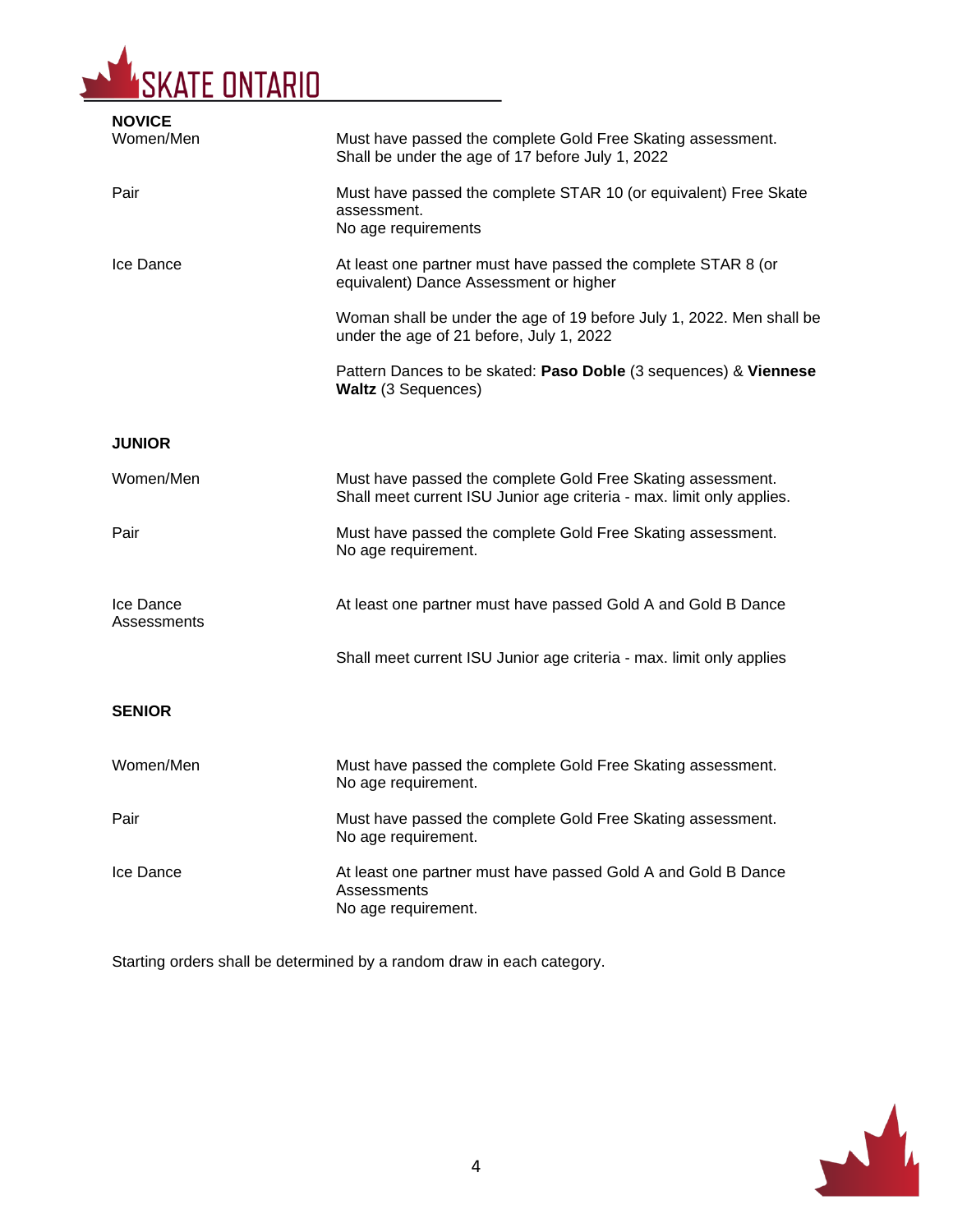### NOVICE

| | |
|---|---|
| Women/Men | Must have passed the complete Gold Free Skating assessment. Shall be under the age of 17 before July 1, 2022 |
| Pair | Must have passed the complete STAR 10 (or equivalent) Free Skate assessment. No age requirements |
| Ice Dance | At least one partner must have passed the complete STAR 8 (or equivalent) Dance Assessment or higher |
| | Woman shall be under the age of 19 before July 1, 2022. Men shall be under the age of 21 before, July 1, 2022 |
| | Pattern Dances to be skated: **Paso Doble** (3 sequences) & **Viennese Waltz** (3 Sequences) |

### JUNIOR

| | |
|---|---|
| Women/Men | Must have passed the complete Gold Free Skating assessment. Shall meet current ISU Junior age criteria - max. limit only applies. |
| Pair | Must have passed the complete Gold Free Skating assessment. No age requirement. |
| Ice Dance Assessments | At least one partner must have passed Gold A and Gold B Dance |
| | Shall meet current ISU Junior age criteria - max. limit only applies |

### SENIOR

| | |
|---|---|
| Women/Men | Must have passed the complete Gold Free Skating assessment. No age requirement. |
| Pair | Must have passed the complete Gold Free Skating assessment. No age requirement. |
| Ice Dance | At least one partner must have passed Gold A and Gold B Dance Assessments No age requirement. |

Starting orders shall be determined by a random draw in each category.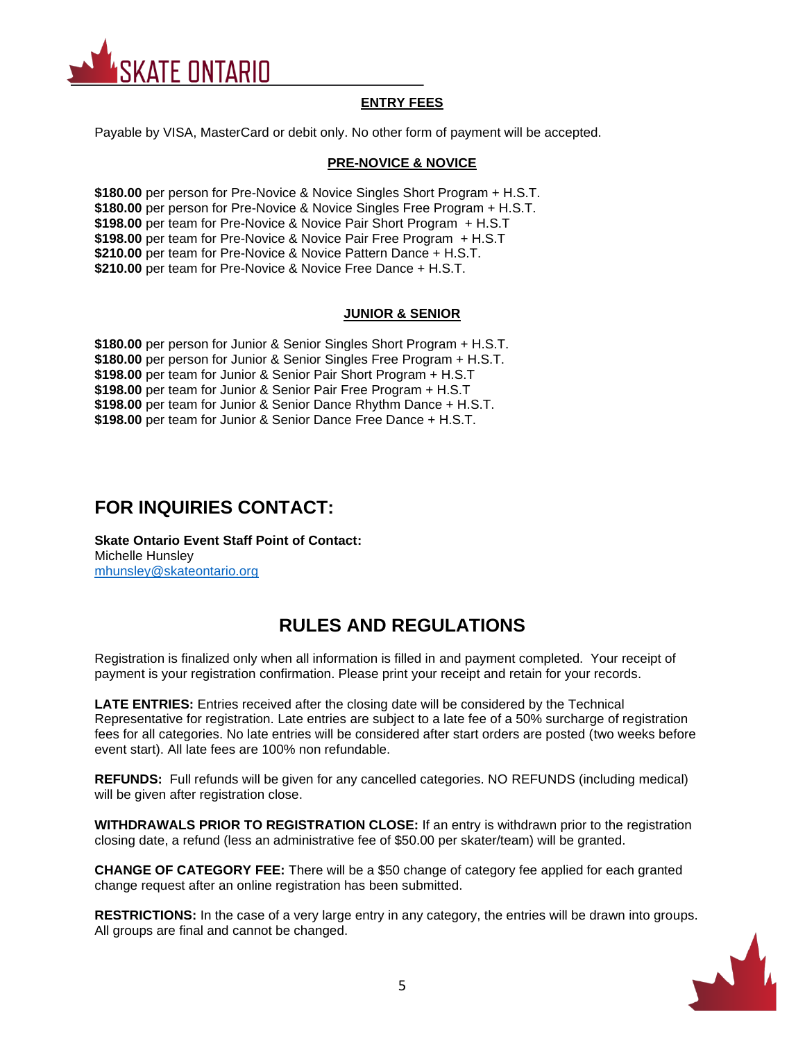## ENTRY FEES

Payable by VISA, MasterCard or debit only. No other form of payment will be accepted.

### PRE-NOVICE & NOVICE

**$180.00** per person for Pre-Novice & Novice Singles Short Program + H.S.T.
**$180.00** per person for Pre-Novice & Novice Singles Free Program + H.S.T.
**$198.00** per team for Pre-Novice & Novice Pair Short Program + H.S.T
**$198.00** per team for Pre-Novice & Novice Pair Free Program + H.S.T
**$210.00** per team for Pre-Novice & Novice Pattern Dance + H.S.T.
**$210.00** per team for Pre-Novice & Novice Free Dance + H.S.T.

### JUNIOR & SENIOR

**$180.00** per person for Junior & Senior Singles Short Program + H.S.T.
**$180.00** per person for Junior & Senior Singles Free Program + H.S.T.
**$198.00** per team for Junior & Senior Pair Short Program + H.S.T
**$198.00** per team for Junior & Senior Pair Free Program + H.S.T
**$198.00** per team for Junior & Senior Dance Rhythm Dance + H.S.T.
**$198.00** per team for Junior & Senior Dance Free Dance + H.S.T.

## FOR INQUIRIES CONTACT:

**Skate Ontario Event Staff Point of Contact:**
Michelle Hunsley
mhunsley@skateontario.org

## RULES AND REGULATIONS

Registration is finalized only when all information is filled in and payment completed. Your receipt of payment is your registration confirmation. Please print your receipt and retain for your records.

**LATE ENTRIES:** Entries received after the closing date will be considered by the Technical Representative for registration. Late entries are subject to a late fee of a 50% surcharge of registration fees for all categories. No late entries will be considered after start orders are posted (two weeks before event start). All late fees are 100% non refundable.

**REFUNDS:** Full refunds will be given for any cancelled categories. NO REFUNDS (including medical) will be given after registration close.

**WITHDRAWALS PRIOR TO REGISTRATION CLOSE:** If an entry is withdrawn prior to the registration closing date, a refund (less an administrative fee of $50.00 per skater/team) will be granted.

**CHANGE OF CATEGORY FEE:** There will be a $50 change of category fee applied for each granted change request after an online registration has been submitted.

**RESTRICTIONS:** In the case of a very large entry in any category, the entries will be drawn into groups. All groups are final and cannot be changed.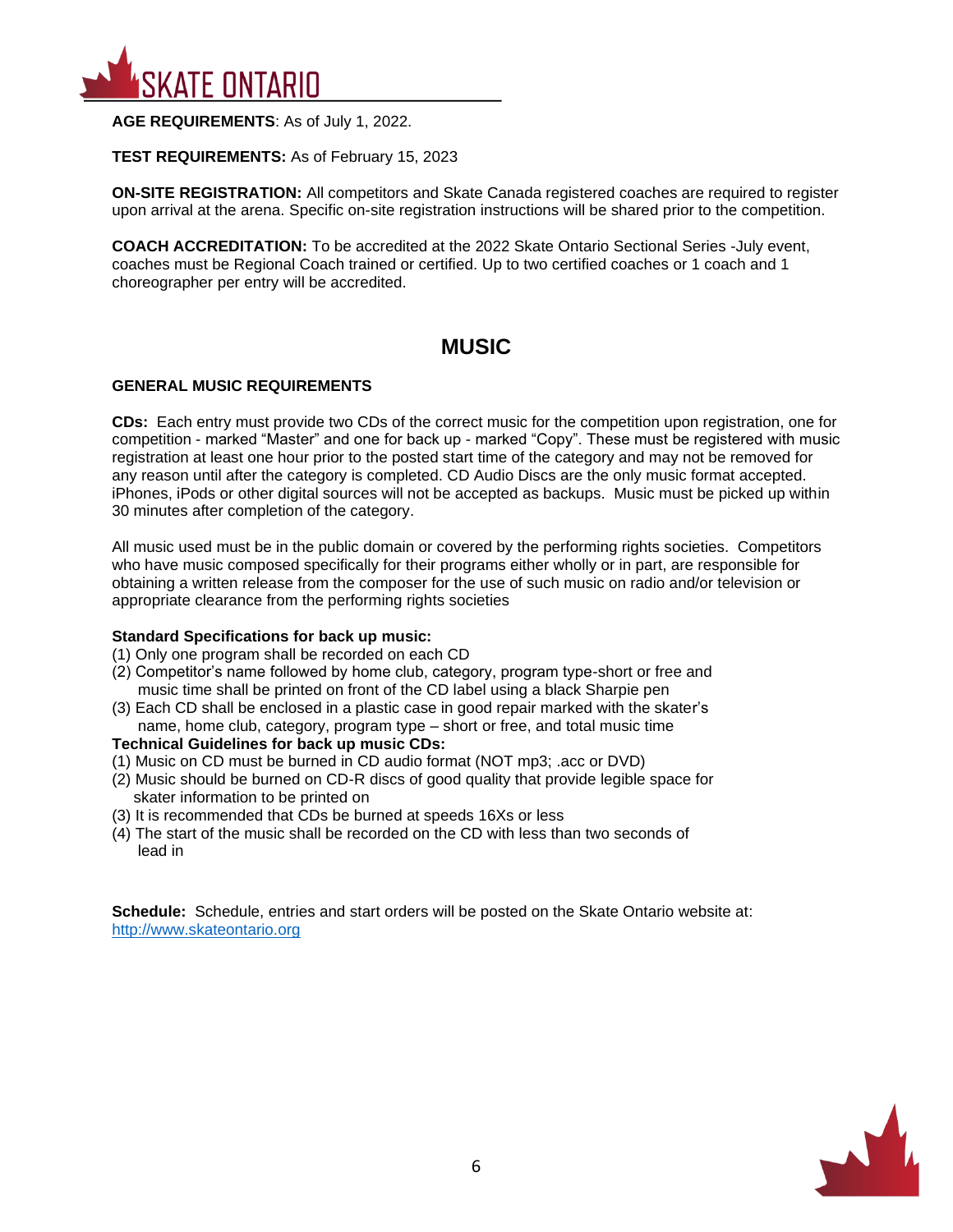**AGE REQUIREMENTS**: As of July 1, 2022.

**TEST REQUIREMENTS:** As of February 15, 2023

**ON-SITE REGISTRATION:** All competitors and Skate Canada registered coaches are required to register upon arrival at the arena. Specific on-site registration instructions will be shared prior to the competition.

**COACH ACCREDITATION:** To be accredited at the 2022 Skate Ontario Sectional Series -July event, coaches must be Regional Coach trained or certified. Up to two certified coaches or 1 coach and 1 choreographer per entry will be accredited.

## MUSIC

### GENERAL MUSIC REQUIREMENTS

**CDs:** Each entry must provide two CDs of the correct music for the competition upon registration, one for competition - marked "Master" and one for back up - marked "Copy". These must be registered with music registration at least one hour prior to the posted start time of the category and may not be removed for any reason until after the category is completed. CD Audio Discs are the only music format accepted. iPhones, iPods or other digital sources will not be accepted as backups. Music must be picked up within 30 minutes after completion of the category.

All music used must be in the public domain or covered by the performing rights societies. Competitors who have music composed specifically for their programs either wholly or in part, are responsible for obtaining a written release from the composer for the use of such music on radio and/or television or appropriate clearance from the performing rights societies

**Standard Specifications for back up music:**

(1) Only one program shall be recorded on each CD
(2) Competitor's name followed by home club, category, program type-short or free and music time shall be printed on front of the CD label using a black Sharpie pen
(3) Each CD shall be enclosed in a plastic case in good repair marked with the skater's name, home club, category, program type – short or free, and total music time

**Technical Guidelines for back up music CDs:**

(1) Music on CD must be burned in CD audio format (NOT mp3; .acc or DVD)
(2) Music should be burned on CD-R discs of good quality that provide legible space for skater information to be printed on
(3) It is recommended that CDs be burned at speeds 16Xs or less
(4) The start of the music shall be recorded on the CD with less than two seconds of lead in

**Schedule:** Schedule, entries and start orders will be posted on the Skate Ontario website at: http://www.skateontario.org